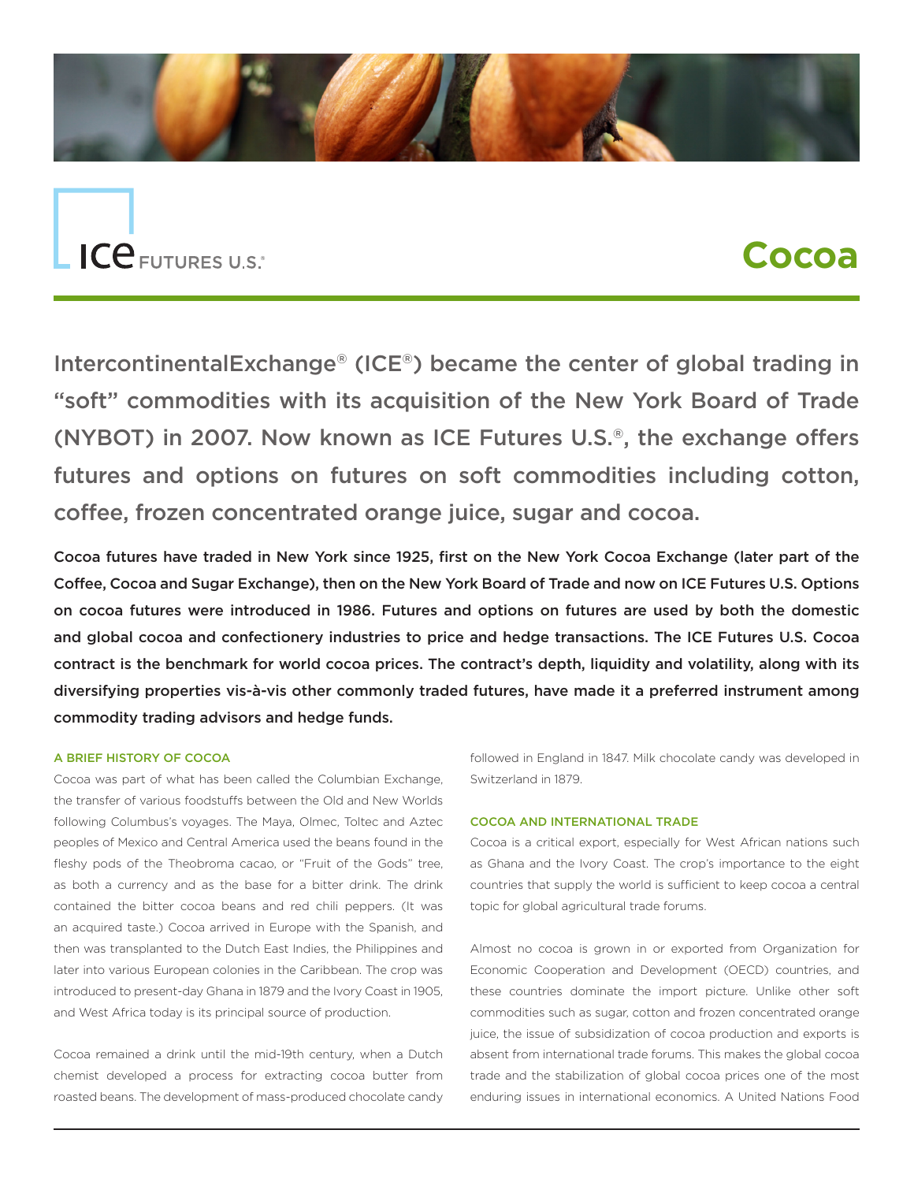ICE FUTURES U.S.®

# Cocoa

IntercontinentalExchange® (ICE®) became the center of global trading in "soft" commodities with its acquisition of the New York Board of Trade (NYBOT) in 2007. Now known as ICE Futures U.S.®, the exchange offers futures and options on futures on soft commodities including cotton, coffee, frozen concentrated orange juice, sugar and cocoa.

**Cocoa futures have traded in New York since 1925, first on the New York Cocoa Exchange (later part of the Coffee, Cocoa and Sugar Exchange), then on the New York Board of Trade and now on ICE Futures U.S. Options on cocoa futures were introduced in 1986. Futures and options on futures are used by both the domestic and global cocoa and confectionery industries to price and hedge transactions. The ICE Futures U.S. Cocoa contract is the benchmark for world cocoa prices. The contract's depth, liquidity and volatility, along with its diversifying properties vis-à-vis other commonly traded futures, have made it a preferred instrument among commodity trading advisors and hedge funds.**

## A BRIEF HISTORY OF COCOA

Cocoa was part of what has been called the Columbian Exchange, the transfer of various foodstuffs between the Old and New Worlds following Columbus's voyages. The Maya, Olmec, Toltec and Aztec peoples of Mexico and Central America used the beans found in the fleshy pods of the Theobroma cacao, or "Fruit of the Gods" tree, as both a currency and as the base for a bitter drink. The drink contained the bitter cocoa beans and red chili peppers. (It was an acquired taste.) Cocoa arrived in Europe with the Spanish, and then was transplanted to the Dutch East Indies, the Philippines and later into various European colonies in the Caribbean. The crop was introduced to present-day Ghana in 1879 and the Ivory Coast in 1905, and West Africa today is its principal source of production.

Cocoa remained a drink until the mid-19th century, when a Dutch chemist developed a process for extracting cocoa butter from roasted beans. The development of mass-produced chocolate candy followed in England in 1847. Milk chocolate candy was developed in Switzerland in 1879.

## COCOA AND INTERNATIONAL TRADE

Cocoa is a critical export, especially for West African nations such as Ghana and the Ivory Coast. The crop's importance to the eight countries that supply the world is sufficient to keep cocoa a central topic for global agricultural trade forums.

Almost no cocoa is grown in or exported from Organization for Economic Cooperation and Development (OECD) countries, and these countries dominate the import picture. Unlike other soft commodities such as sugar, cotton and frozen concentrated orange juice, the issue of subsidization of cocoa production and exports is absent from international trade forums. This makes the global cocoa trade and the stabilization of global cocoa prices one of the most enduring issues in international economics. A United Nations Food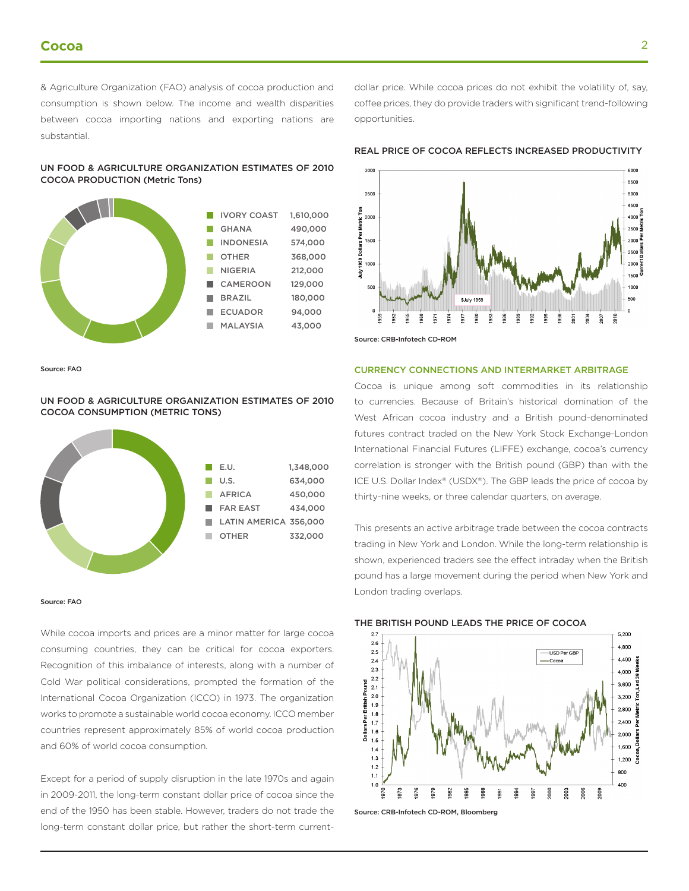& Agriculture Organization (FAO) analysis of cocoa production and consumption is shown below. The income and wealth disparities between cocoa importing nations and exporting nations are substantial.

### UN FOOD & AGRICULTURE ORGANIZATION ESTIMATES OF 2010 COCOA PRODUCTION (Metric Tons)

| Country | Metric Tons |
|---|---|
| IVORY COAST | 1,610,000 |
| GHANA | 490,000 |
| INDONESIA | 574,000 |
| OTHER | 368,000 |
| NIGERIA | 212,000 |
| CAMEROON | 129,000 |
| BRAZIL | 180,000 |
| ECUADOR | 94,000 |
| MALAYSIA | 43,000 |

Source: FAO

### UN FOOD & AGRICULTURE ORGANIZATION ESTIMATES OF 2010 COCOA CONSUMPTION (METRIC TONS)

| Region | Metric Tons |
|---|---|
| E.U. | 1,348,000 |
| U.S. | 634,000 |
| AFRICA | 450,000 |
| FAR EAST | 434,000 |
| LATIN AMERICA | 356,000 |
| OTHER | 332,000 |

Source: FAO

While cocoa imports and prices are a minor matter for large cocoa consuming countries, they can be critical for cocoa exporters. Recognition of this imbalance of interests, along with a number of Cold War political considerations, prompted the formation of the International Cocoa Organization (ICCO) in 1973. The organization works to promote a sustainable world cocoa economy. ICCO member countries represent approximately 85% of world cocoa production and 60% of world cocoa consumption.

Except for a period of supply disruption in the late 1970s and again in 2009-2011, the long-term constant dollar price of cocoa since the end of the 1950 has been stable. However, traders do not trade the long-term constant dollar price, but rather the short-term current-dollar price. While cocoa prices do not exhibit the volatility of, say, coffee prices, they do provide traders with significant trend-following opportunities.

### REAL PRICE OF COCOA REFLECTS INCREASED PRODUCTIVITY

Source: CRB-Infotech CD-ROM

### CURRENCY CONNECTIONS AND INTERMARKET ARBITRAGE

Cocoa is unique among soft commodities in its relationship to currencies. Because of Britain's historical domination of the West African cocoa industry and a British pound-denominated futures contract traded on the New York Stock Exchange-London International Financial Futures (LIFFE) exchange, cocoa's currency correlation is stronger with the British pound (GBP) than with the ICE U.S. Dollar Index® (USDX®). The GBP leads the price of cocoa by thirty-nine weeks, or three calendar quarters, on average.

This presents an active arbitrage trade between the cocoa contracts trading in New York and London. While the long-term relationship is shown, experienced traders see the effect intraday when the British pound has a large movement during the period when New York and London trading overlaps.

### THE BRITISH POUND LEADS THE PRICE OF COCOA

Source: CRB-Infotech CD-ROM, Bloomberg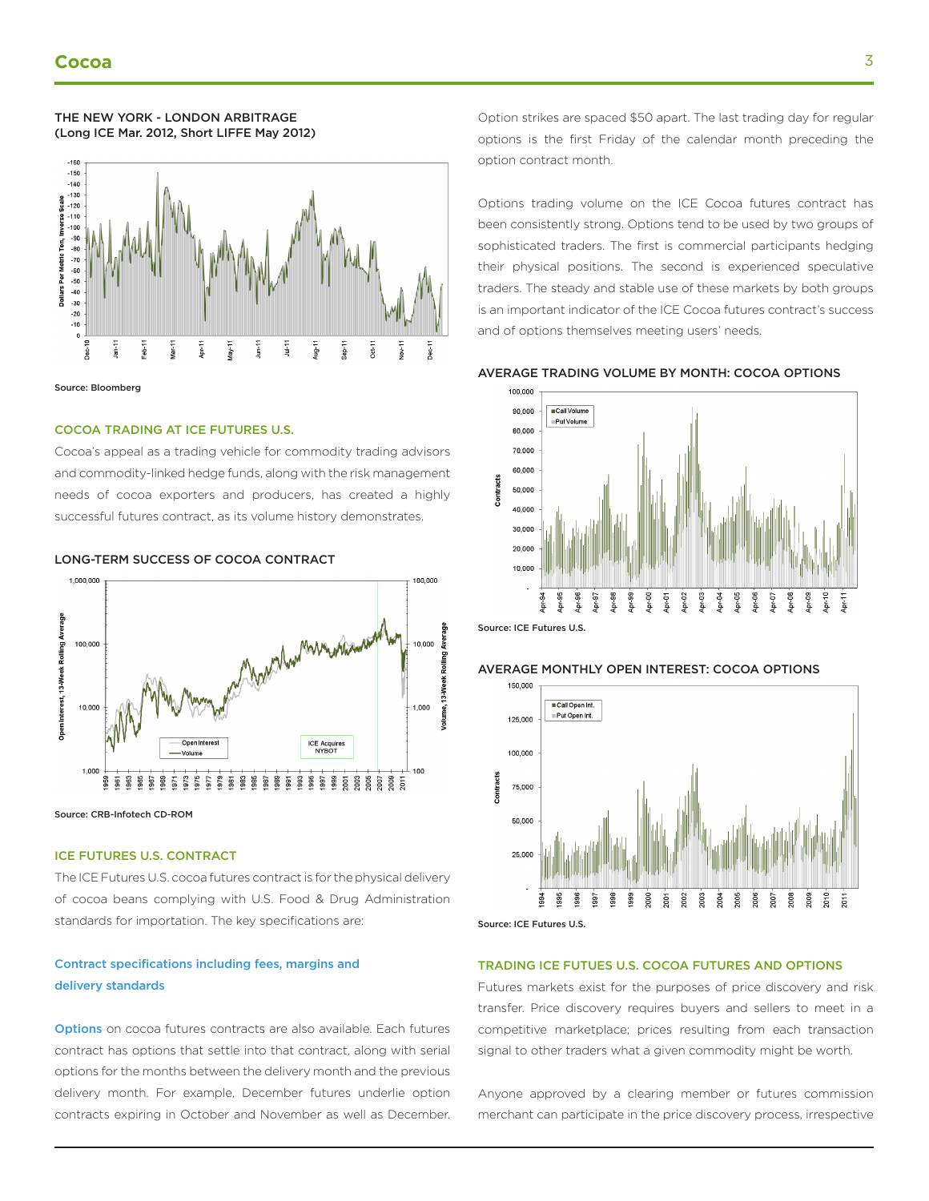THE NEW YORK - LONDON ARBITRAGE
(Long ICE Mar. 2012, Short LIFFE May 2012)

Source: Bloomberg

## COCOA TRADING AT ICE FUTURES U.S.

Cocoa's appeal as a trading vehicle for commodity trading advisors and commodity-linked hedge funds, along with the risk management needs of cocoa exporters and producers, has created a highly successful futures contract, as its volume history demonstrates.

LONG-TERM SUCCESS OF COCOA CONTRACT

Source: CRB-Infotech CD-ROM

## ICE FUTURES U.S. CONTRACT

The ICE Futures U.S. cocoa futures contract is for the physical delivery of cocoa beans complying with U.S. Food & Drug Administration standards for importation. The key specifications are:

**Contract specifications including fees, margins and delivery standards**

**Options** on cocoa futures contracts are also available. Each futures contract has options that settle into that contract, along with serial options for the months between the delivery month and the previous delivery month. For example, December futures underlie option contracts expiring in October and November as well as December. Option strikes are spaced $50 apart. The last trading day for regular options is the first Friday of the calendar month preceding the option contract month.

Options trading volume on the ICE Cocoa futures contract has been consistently strong. Options tend to be used by two groups of sophisticated traders. The first is commercial participants hedging their physical positions. The second is experienced speculative traders. The steady and stable use of these markets by both groups is an important indicator of the ICE Cocoa futures contract's success and of options themselves meeting users' needs.

AVERAGE TRADING VOLUME BY MONTH: COCOA OPTIONS

Source: ICE Futures U.S.

AVERAGE MONTHLY OPEN INTEREST: COCOA OPTIONS

Source: ICE Futures U.S.

## TRADING ICE FUTUES U.S. COCOA FUTURES AND OPTIONS

Futures markets exist for the purposes of price discovery and risk transfer. Price discovery requires buyers and sellers to meet in a competitive marketplace; prices resulting from each transaction signal to other traders what a given commodity might be worth.

Anyone approved by a clearing member or futures commission merchant can participate in the price discovery process, irrespective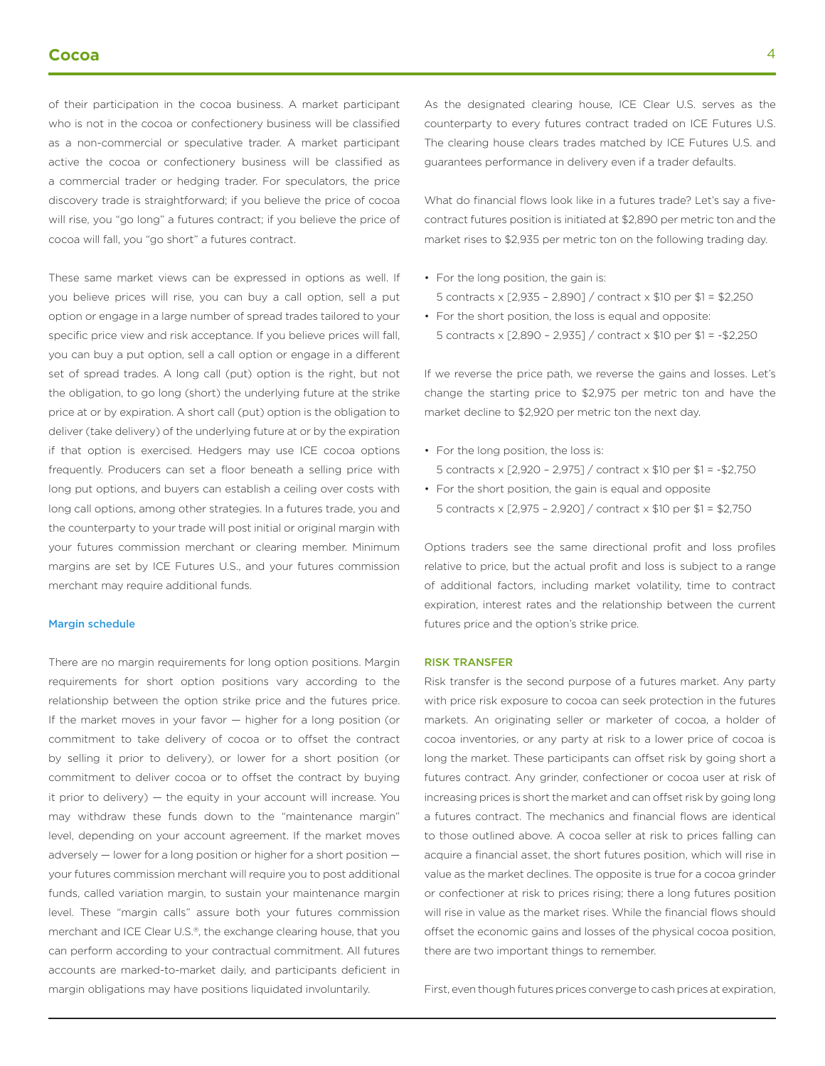of their participation in the cocoa business. A market participant who is not in the cocoa or confectionery business will be classified as a non-commercial or speculative trader. A market participant active the cocoa or confectionery business will be classified as a commercial trader or hedging trader. For speculators, the price discovery trade is straightforward; if you believe the price of cocoa will rise, you "go long" a futures contract; if you believe the price of cocoa will fall, you "go short" a futures contract.

These same market views can be expressed in options as well. If you believe prices will rise, you can buy a call option, sell a put option or engage in a large number of spread trades tailored to your specific price view and risk acceptance. If you believe prices will fall, you can buy a put option, sell a call option or engage in a different set of spread trades. A long call (put) option is the right, but not the obligation, to go long (short) the underlying future at the strike price at or by expiration. A short call (put) option is the obligation to deliver (take delivery) of the underlying future at or by the expiration if that option is exercised. Hedgers may use ICE cocoa options frequently. Producers can set a floor beneath a selling price with long put options, and buyers can establish a ceiling over costs with long call options, among other strategies. In a futures trade, you and the counterparty to your trade will post initial or original margin with your futures commission merchant or clearing member. Minimum margins are set by ICE Futures U.S., and your futures commission merchant may require additional funds.

### Margin schedule

There are no margin requirements for long option positions. Margin requirements for short option positions vary according to the relationship between the option strike price and the futures price. If the market moves in your favor — higher for a long position (or commitment to take delivery of cocoa or to offset the contract by selling it prior to delivery), or lower for a short position (or commitment to deliver cocoa or to offset the contract by buying it prior to delivery) — the equity in your account will increase. You may withdraw these funds down to the "maintenance margin" level, depending on your account agreement. If the market moves adversely — lower for a long position or higher for a short position — your futures commission merchant will require you to post additional funds, called variation margin, to sustain your maintenance margin level. These "margin calls" assure both your futures commission merchant and ICE Clear U.S.®, the exchange clearing house, that you can perform according to your contractual commitment. All futures accounts are marked-to-market daily, and participants deficient in margin obligations may have positions liquidated involuntarily.

As the designated clearing house, ICE Clear U.S. serves as the counterparty to every futures contract traded on ICE Futures U.S. The clearing house clears trades matched by ICE Futures U.S. and guarantees performance in delivery even if a trader defaults.

What do financial flows look like in a futures trade? Let's say a five-contract futures position is initiated at $2,890 per metric ton and the market rises to $2,935 per metric ton on the following trading day.

- For the long position, the gain is:
  5 contracts x [2,935 – 2,890] / contract x $10 per $1 = $2,250
- For the short position, the loss is equal and opposite:
  5 contracts x [2,890 – 2,935] / contract x $10 per $1 = -$2,250

If we reverse the price path, we reverse the gains and losses. Let's change the starting price to $2,975 per metric ton and have the market decline to $2,920 per metric ton the next day.

- For the long position, the loss is:
  5 contracts x [2,920 – 2,975] / contract x $10 per $1 = -$2,750
- For the short position, the gain is equal and opposite
  5 contracts x [2,975 – 2,920] / contract x $10 per $1 = $2,750

Options traders see the same directional profit and loss profiles relative to price, but the actual profit and loss is subject to a range of additional factors, including market volatility, time to contract expiration, interest rates and the relationship between the current futures price and the option's strike price.

### RISK TRANSFER

Risk transfer is the second purpose of a futures market. Any party with price risk exposure to cocoa can seek protection in the futures markets. An originating seller or marketer of cocoa, a holder of cocoa inventories, or any party at risk to a lower price of cocoa is long the market. These participants can offset risk by going short a futures contract. Any grinder, confectioner or cocoa user at risk of increasing prices is short the market and can offset risk by going long a futures contract. The mechanics and financial flows are identical to those outlined above. A cocoa seller at risk to prices falling can acquire a financial asset, the short futures position, which will rise in value as the market declines. The opposite is true for a cocoa grinder or confectioner at risk to prices rising; there a long futures position will rise in value as the market rises. While the financial flows should offset the economic gains and losses of the physical cocoa position, there are two important things to remember.

First, even though futures prices converge to cash prices at expiration,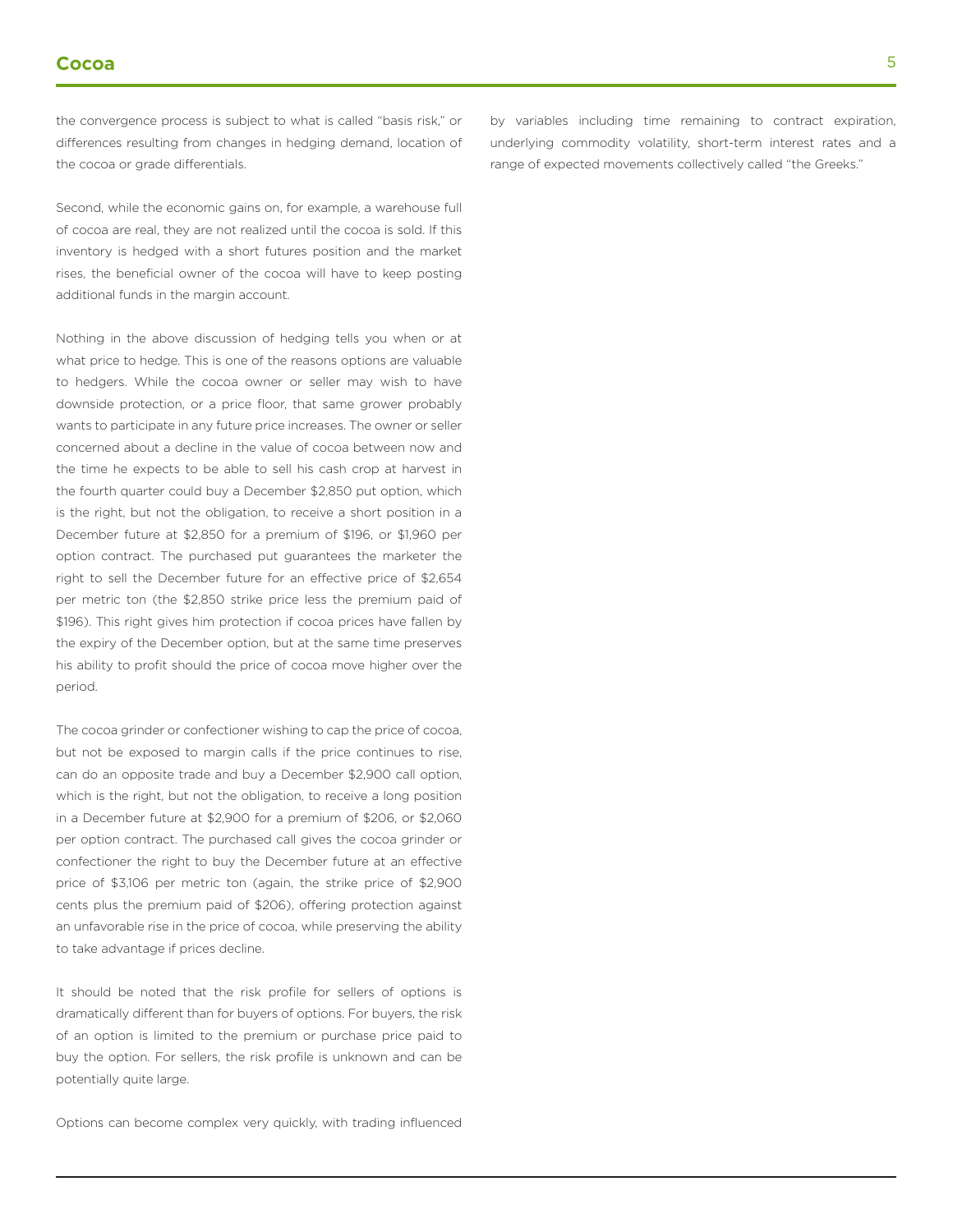the convergence process is subject to what is called "basis risk," or differences resulting from changes in hedging demand, location of the cocoa or grade differentials.

Second, while the economic gains on, for example, a warehouse full of cocoa are real, they are not realized until the cocoa is sold. If this inventory is hedged with a short futures position and the market rises, the beneficial owner of the cocoa will have to keep posting additional funds in the margin account.

Nothing in the above discussion of hedging tells you when or at what price to hedge. This is one of the reasons options are valuable to hedgers. While the cocoa owner or seller may wish to have downside protection, or a price floor, that same grower probably wants to participate in any future price increases. The owner or seller concerned about a decline in the value of cocoa between now and the time he expects to be able to sell his cash crop at harvest in the fourth quarter could buy a December $2,850 put option, which is the right, but not the obligation, to receive a short position in a December future at $2,850 for a premium of $196, or $1,960 per option contract. The purchased put guarantees the marketer the right to sell the December future for an effective price of $2,654 per metric ton (the $2,850 strike price less the premium paid of $196). This right gives him protection if cocoa prices have fallen by the expiry of the December option, but at the same time preserves his ability to profit should the price of cocoa move higher over the period.

The cocoa grinder or confectioner wishing to cap the price of cocoa, but not be exposed to margin calls if the price continues to rise, can do an opposite trade and buy a December $2,900 call option, which is the right, but not the obligation, to receive a long position in a December future at $2,900 for a premium of $206, or $2,060 per option contract. The purchased call gives the cocoa grinder or confectioner the right to buy the December future at an effective price of $3,106 per metric ton (again, the strike price of $2,900 cents plus the premium paid of $206), offering protection against an unfavorable rise in the price of cocoa, while preserving the ability to take advantage if prices decline.

It should be noted that the risk profile for sellers of options is dramatically different than for buyers of options. For buyers, the risk of an option is limited to the premium or purchase price paid to buy the option. For sellers, the risk profile is unknown and can be potentially quite large.

Options can become complex very quickly, with trading influenced by variables including time remaining to contract expiration, underlying commodity volatility, short-term interest rates and a range of expected movements collectively called "the Greeks."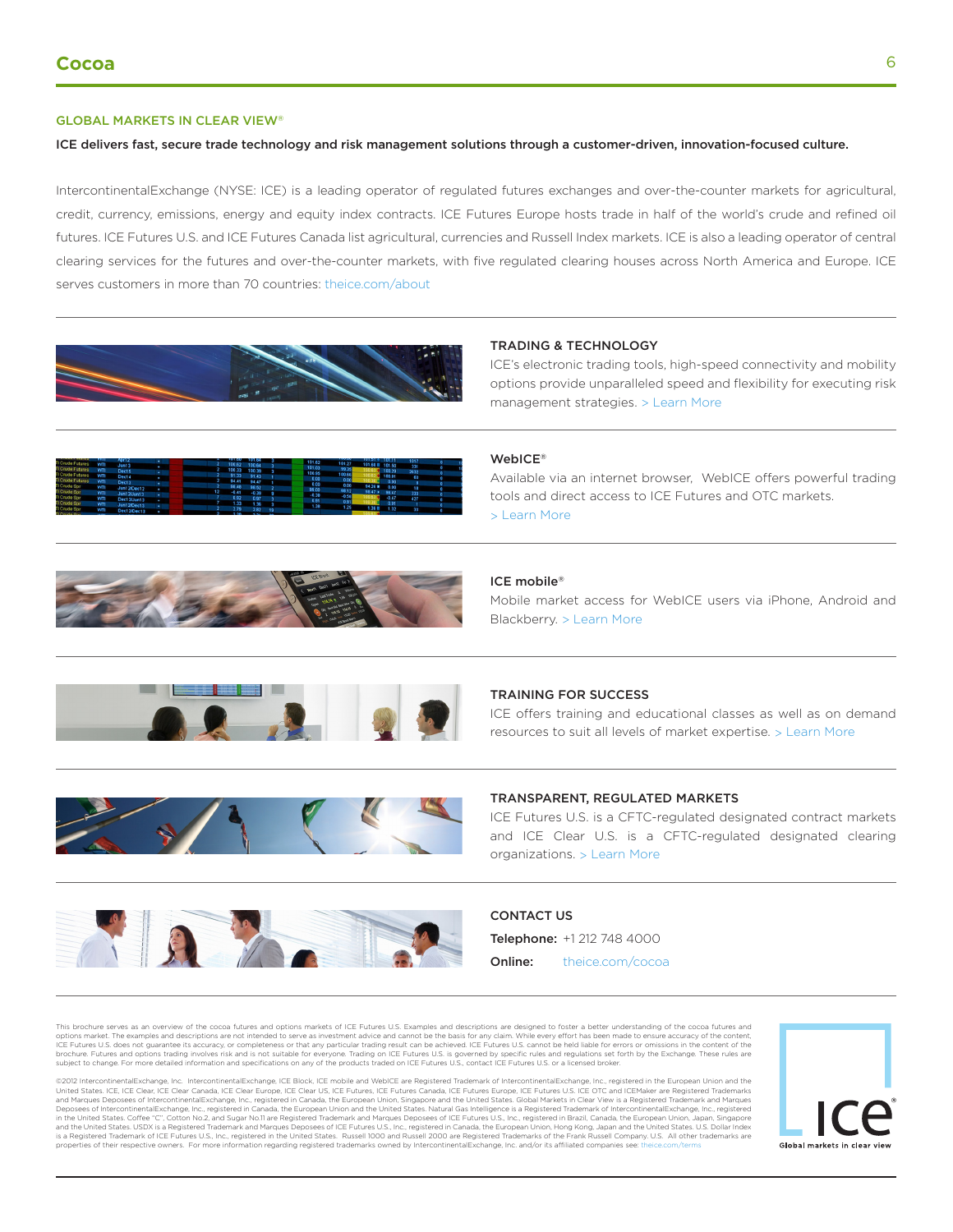## GLOBAL MARKETS IN CLEAR VIEW®

**ICE delivers fast, secure trade technology and risk management solutions through a customer-driven, innovation-focused culture.**

IntercontinentalExchange (NYSE: ICE) is a leading operator of regulated futures exchanges and over-the-counter markets for agricultural, credit, currency, emissions, energy and equity index contracts. ICE Futures Europe hosts trade in half of the world's crude and refined oil futures. ICE Futures U.S. and ICE Futures Canada list agricultural, currencies and Russell Index markets. ICE is also a leading operator of central clearing services for the futures and over-the-counter markets, with five regulated clearing houses across North America and Europe. ICE serves customers in more than 70 countries: theice.com/about

### TRADING & TECHNOLOGY

ICE's electronic trading tools, high-speed connectivity and mobility options provide unparalleled speed and flexibility for executing risk management strategies. > Learn More

### WebICE®

Available via an internet browser, WebICE offers powerful trading tools and direct access to ICE Futures and OTC markets. > Learn More

### ICE mobile®

Mobile market access for WebICE users via iPhone, Android and Blackberry. > Learn More

### TRAINING FOR SUCCESS

ICE offers training and educational classes as well as on demand resources to suit all levels of market expertise. > Learn More

### TRANSPARENT, REGULATED MARKETS

ICE Futures U.S. is a CFTC-regulated designated contract markets and ICE Clear U.S. is a CFTC-regulated designated clearing organizations. > Learn More

### CONTACT US

**Telephone:** +1 212 748 4000

**Online:** theice.com/cocoa

This brochure serves as an overview of the cocoa futures and options markets of ICE Futures U.S. Examples and descriptions are designed to foster a better understanding of the cocoa futures and options market. The examples and descriptions are not intended to serve as investment advice and cannot be the basis for any claim. While every effort has been made to ensure accuracy of the content, ICE Futures U.S. does not guarantee its accuracy, or completeness or that any particular trading result can be achieved. ICE Futures U.S. cannot be held liable for errors or omissions in the content of the brochure. Futures and options trading involves risk and is not suitable for everyone. Trading on ICE Futures U.S. is governed by specific rules and regulations set forth by the Exchange. These rules are subject to change. For more detailed information and specifications on any of the products traded on ICE Futures U.S., contact ICE Futures U.S. or a licensed broker.

©2012 IntercontinentalExchange, Inc. IntercontinentalExchange, ICE Block, ICE mobile and WebICE are Registered Trademark of IntercontinentalExchange, Inc., registered in the European Union and the United States. ICE, ICE Clear, ICE Clear Canada, ICE Clear Europe, ICE Clear US, ICE Futures, ICE Futures Canada, ICE Futures Europe, ICE Futures U.S. ICE OTC and ICEMaker are Registered Trademarks and Marques Deposees of IntercontinentalExchange, Inc., registered in Canada, the European Union, Singapore and the United States. Global Markets in Clear View is a Registered Trademark and Marques Deposees of IntercontinentalExchange, Inc., registered in Canada, the European Union and the United States. Natural Gas Intelligence is a Registered Trademark of IntercontinentalExchange, Inc., registered in the United States. Coffee "C", Cotton No.2, and Sugar No.11 are Registered Trademark and Marques Deposees of ICE Futures U.S., Inc., registered in Brazil, Canada, the European Union, Japan, Singapore and the United States. USDX is a Registered Trademark and Marques Deposees of ICE Futures U.S., Inc., registered in Canada, the European Union, Hong Kong, Japan and the United States. U.S. Dollar Index is a Registered Trademark of ICE Futures U.S., Inc., registered in the United States. Russell 1000 and Russell 2000 are Registered Trademarks of the Frank Russell Company. U.S. All other trademarks are properties of their respective owners. For more information regarding registered trademarks owned by IntercontinentalExchange, Inc. and/or its affiliated companies see: theice.com/terms

ICE® Global markets in clear view